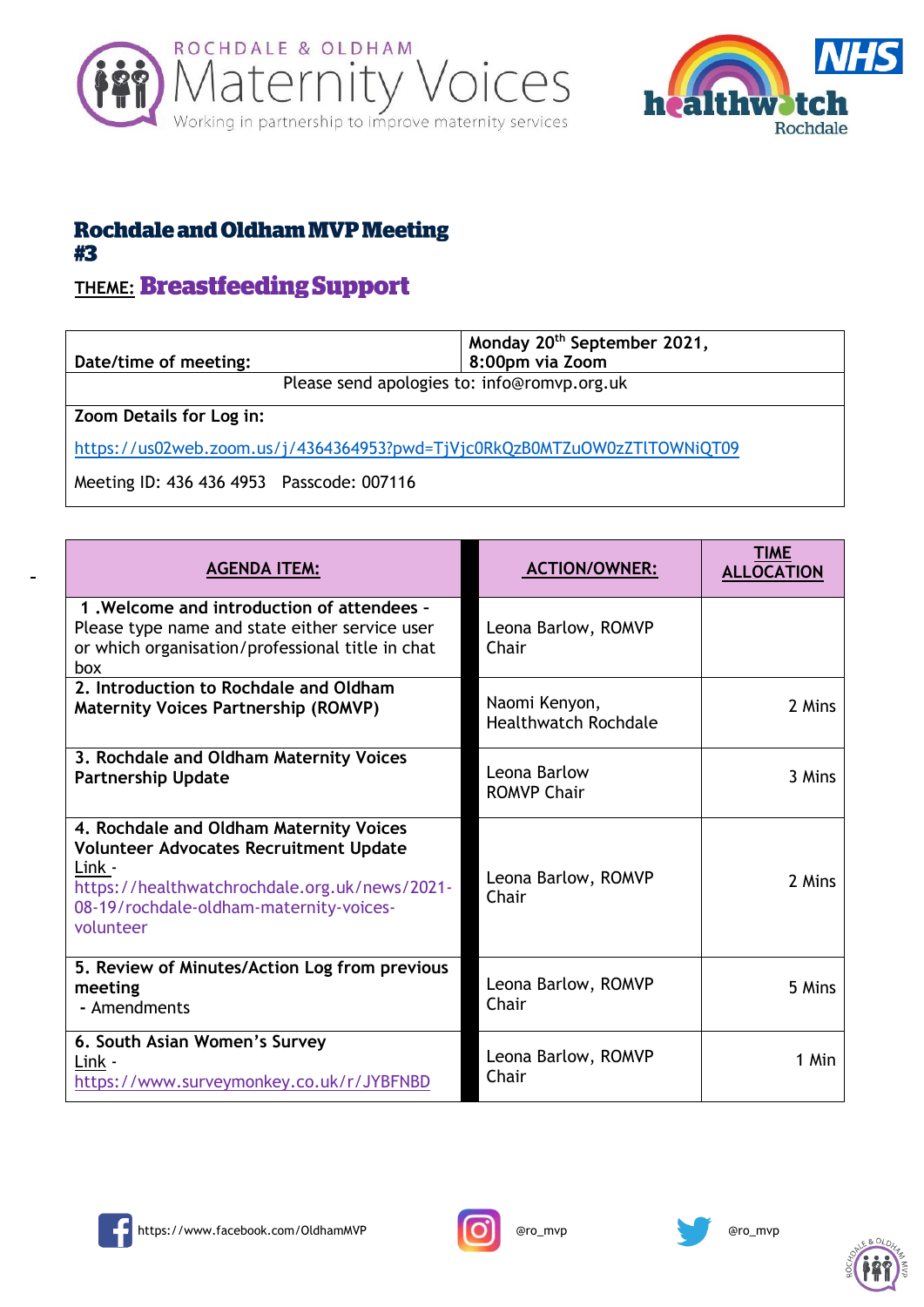# Rochdale and Oldham MVP Meeting #3

**THEME:** **Breastfeeding Support**

| Date/time of meeting: | Monday 20th September 2021, 8:00pm via Zoom |
|---|---|
| Please send apologies to: info@romvp.org.uk | |
| **Zoom Details for Log in:** https://us02web.zoom.us/j/4364364953?pwd=TjVjc0RkQzB0MTZuOW0zZTlTOWNiQT09 Meeting ID: 436 436 4953 Passcode: 007116 | |

| AGENDA ITEM: | ACTION/OWNER: | TIME ALLOCATION |
|---|---|---|
| 1 .Welcome and introduction of attendees - Please type name and state either service user or which organisation/professional title in chat box | Leona Barlow, ROMVP Chair | |
| **2. Introduction to Rochdale and Oldham Maternity Voices Partnership (ROMVP)** | Naomi Kenyon, Healthwatch Rochdale | 2 Mins |
| **3. Rochdale and Oldham Maternity Voices Partnership Update** | Leona Barlow ROMVP Chair | 3 Mins |
| **4. Rochdale and Oldham Maternity Voices Volunteer Advocates Recruitment Update** Link - https://healthwatchrochdale.org.uk/news/2021-08-19/rochdale-oldham-maternity-voices-volunteer | Leona Barlow, ROMVP Chair | 2 Mins |
| **5. Review of Minutes/Action Log from previous meeting** - Amendments | Leona Barlow, ROMVP Chair | 5 Mins |
| **6. South Asian Women's Survey** Link - https://www.surveymonkey.co.uk/r/JYBFNBD | Leona Barlow, ROMVP Chair | 1 Min |

https://www.facebook.com/OldhamMVP @ro_mvp @ro_mvp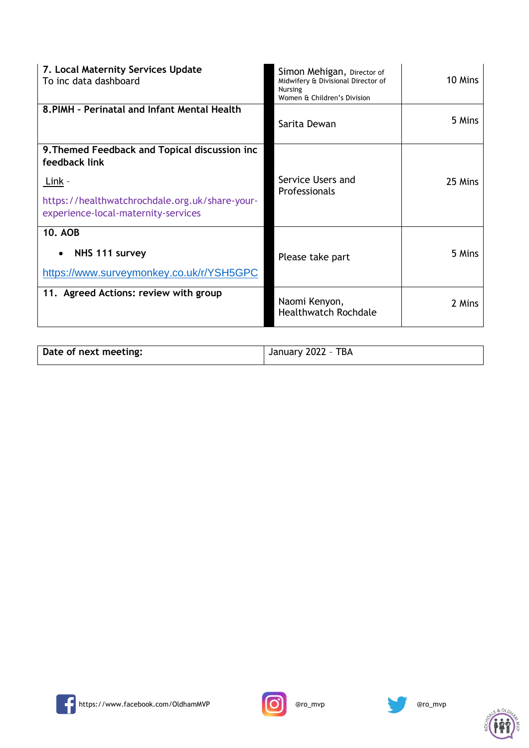| | | |
|---|---|---|
| **7. Local Maternity Services Update**<br>To inc data dashboard | Simon Mehigan, Director of Midwifery & Divisional Director of Nursing Women & Children's Division | 10 Mins |
| **8.PIMH - Perinatal and Infant Mental Health** | Sarita Dewan | 5 Mins |
| **9.Themed Feedback and Topical discussion inc feedback link**<br>Link - https://healthwatchrochdale.org.uk/share-your-experience-local-maternity-services | Service Users and Professionals | 25 Mins |
| **10. AOB**<br>• **NHS 111 survey**<br>https://www.surveymonkey.co.uk/r/YSH5GPC | Please take part | 5 Mins |
| **11. Agreed Actions: review with group** | Naomi Kenyon, Healthwatch Rochdale | 2 Mins |

| | |
|---|---|
| **Date of next meeting:** | January 2022 - TBA |

https://www.facebook.com/OldhamMVP @ro_mvp @ro_mvp